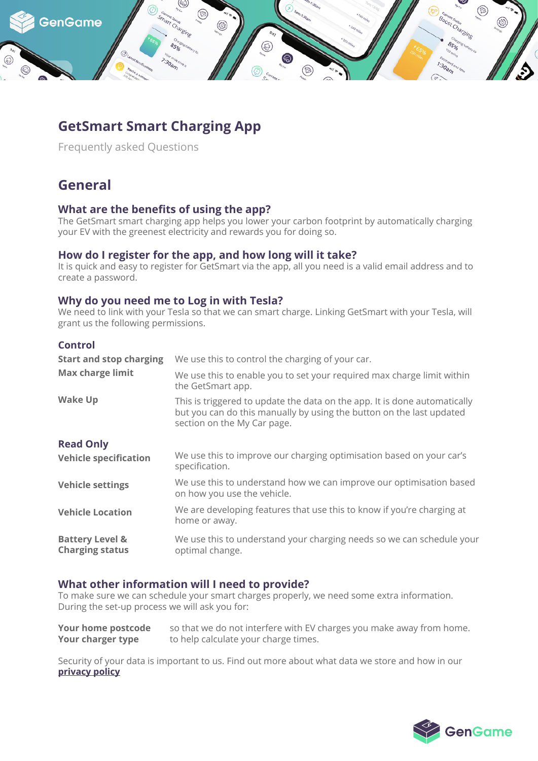# GetSmart Smart Charging App

Frequently asked Questions

## General

### What are the benefits of using the app?

The GetSmart smart charging app helps you lower your carbon footprint by automatically charging your EV with the greenest electricity and rewards you for doing so.

### How do I register for the app, and how long will it take?

It is quick and easy to register for GetSmart via the app, all you need is a valid email address and to create a password.

### Why do you need me to Log in with Tesla?

We need to link with your Tesla so that we can smart charge. Linking GetSmart with your Tesla, will grant us the following permissions.

#### Control

| | |
|---|---|
| **Start and stop charging** | We use this to control the charging of your car. |
| **Max charge limit** | We use this to enable you to set your required max charge limit within the GetSmart app. |
| **Wake Up** | This is triggered to update the data on the app. It is done automatically but you can do this manually by using the button on the last updated section on the My Car page. |

#### Read Only

| | |
|---|---|
| **Vehicle specification** | We use this to improve our charging optimisation based on your car's specification. |
| **Vehicle settings** | We use this to understand how we can improve our optimisation based on how you use the vehicle. |
| **Vehicle Location** | We are developing features that use this to know if you're charging at home or away. |
| **Battery Level & Charging status** | We use this to understand your charging needs so we can schedule your optimal change. |

### What other information will I need to provide?

To make sure we can schedule your smart charges properly, we need some extra information. During the set-up process we will ask you for:

| | |
|---|---|
| **Your home postcode** | so that we do not interfere with EV charges you make away from home. |
| **Your charger type** | to help calculate your charge times. |

Security of your data is important to us. Find out more about what data we store and how in our **privacy policy**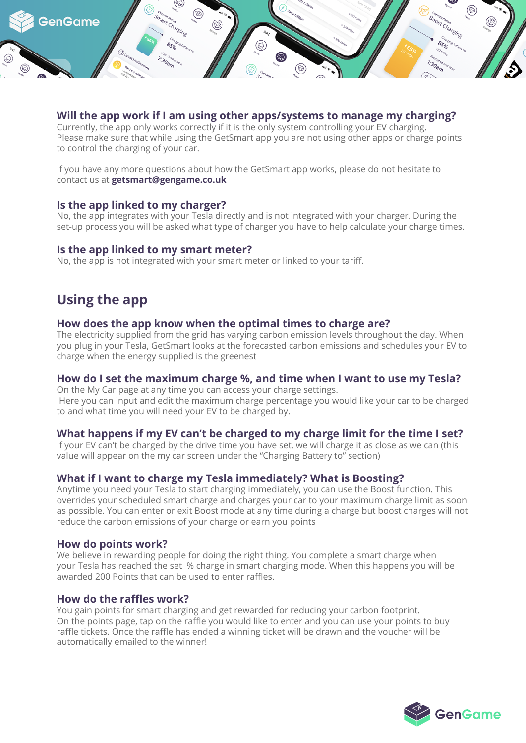### Will the app work if I am using other apps/systems to manage my charging?

Currently, the app only works correctly if it is the only system controlling your EV charging. Please make sure that while using the GetSmart app you are not using other apps or charge points to control the charging of your car.

If you have any more questions about how the GetSmart app works, please do not hesitate to contact us at **getsmart@gengame.co.uk**

### Is the app linked to my charger?

No, the app integrates with your Tesla directly and is not integrated with your charger. During the set-up process you will be asked what type of charger you have to help calculate your charge times.

### Is the app linked to my smart meter?

No, the app is not integrated with your smart meter or linked to your tariff.

## Using the app

### How does the app know when the optimal times to charge are?

The electricity supplied from the grid has varying carbon emission levels throughout the day. When you plug in your Tesla, GetSmart looks at the forecasted carbon emissions and schedules your EV to charge when the energy supplied is the greenest

### How do I set the maximum charge %, and time when I want to use my Tesla?

On the My Car page at any time you can access your charge settings.
Here you can input and edit the maximum charge percentage you would like your car to be charged to and what time you will need your EV to be charged by.

### What happens if my EV can't be charged to my charge limit for the time I set?

If your EV can't be charged by the drive time you have set, we will charge it as close as we can (this value will appear on the my car screen under the "Charging Battery to" section)

### What if I want to charge my Tesla immediately? What is Boosting?

Anytime you need your Tesla to start charging immediately, you can use the Boost function. This overrides your scheduled smart charge and charges your car to your maximum charge limit as soon as possible. You can enter or exit Boost mode at any time during a charge but boost charges will not reduce the carbon emissions of your charge or earn you points

### How do points work?

We believe in rewarding people for doing the right thing. You complete a smart charge when your Tesla has reached the set % charge in smart charging mode. When this happens you will be awarded 200 Points that can be used to enter raffles.

### How do the raffles work?

You gain points for smart charging and get rewarded for reducing your carbon footprint.
On the points page, tap on the raffle you would like to enter and you can use your points to buy raffle tickets. Once the raffle has ended a winning ticket will be drawn and the voucher will be automatically emailed to the winner!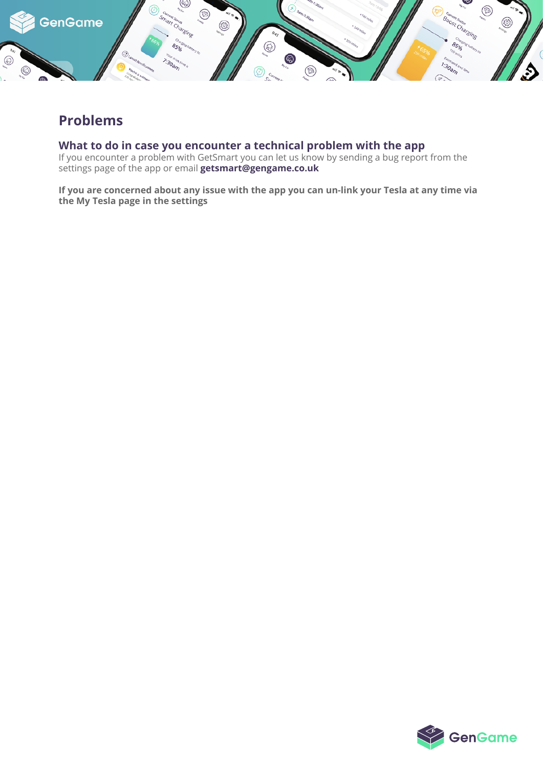## Problems

### What to do in case you encounter a technical problem with the app

If you encounter a problem with GetSmart you can let us know by sending a bug report from the settings page of the app or email **getsmart@gengame.co.uk**

**If you are concerned about any issue with the app you can un-link your Tesla at any time via the My Tesla page in the settings**